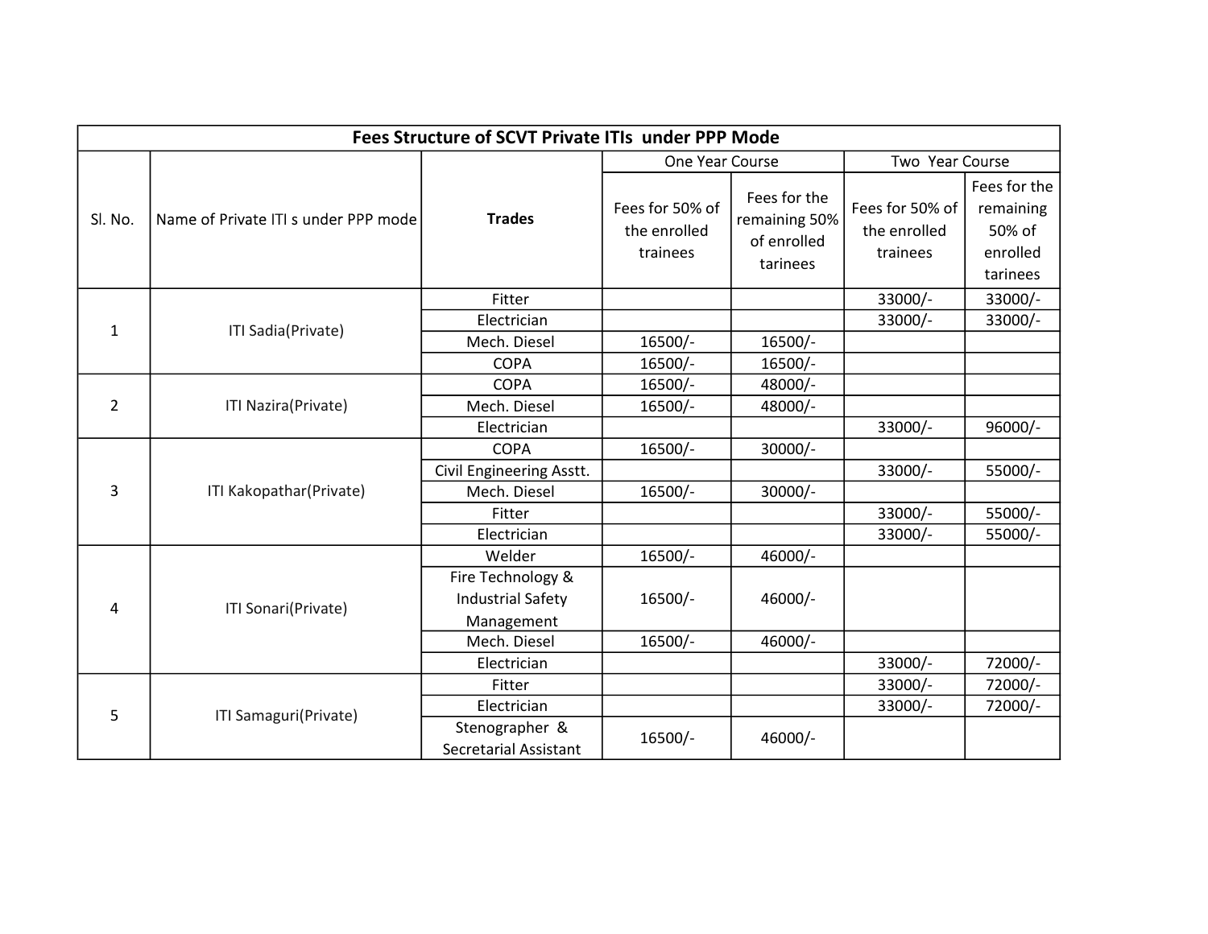# Fees Structure of SCVT Private ITIs under PPP Mode

| Sl. No. | Name of Private ITI s under PPP mode | Trades | One Year Course | | Two Year Course | |
|---|---|---|---|---|---|---|
| | | | Fees for 50% of the enrolled trainees | Fees for the remaining 50% of enrolled tarinees | Fees for 50% of the enrolled trainees | Fees for the remaining 50% of enrolled tarinees |
| 1 | ITI Sadia(Private) | Fitter | | | 33000/- | 33000/- |
| | | Electrician | | | 33000/- | 33000/- |
| | | Mech. Diesel | 16500/- | 16500/- | | |
| | | COPA | 16500/- | 16500/- | | |
| 2 | ITI Nazira(Private) | COPA | 16500/- | 48000/- | | |
| | | Mech. Diesel | 16500/- | 48000/- | | |
| | | Electrician | | | 33000/- | 96000/- |
| 3 | ITI Kakopathar(Private) | COPA | 16500/- | 30000/- | | |
| | | Civil Engineering Asstt. | | | 33000/- | 55000/- |
| | | Mech. Diesel | 16500/- | 30000/- | | |
| | | Fitter | | | 33000/- | 55000/- |
| | | Electrician | | | 33000/- | 55000/- |
| 4 | ITI Sonari(Private) | Welder | 16500/- | 46000/- | | |
| | | Fire Technology & Industrial Safety Management | 16500/- | 46000/- | | |
| | | Mech. Diesel | 16500/- | 46000/- | | |
| | | Electrician | | | 33000/- | 72000/- |
| 5 | ITI Samaguri(Private) | Fitter | | | 33000/- | 72000/- |
| | | Electrician | | | 33000/- | 72000/- |
| | | Stenographer & Secretarial Assistant | 16500/- | 46000/- | | |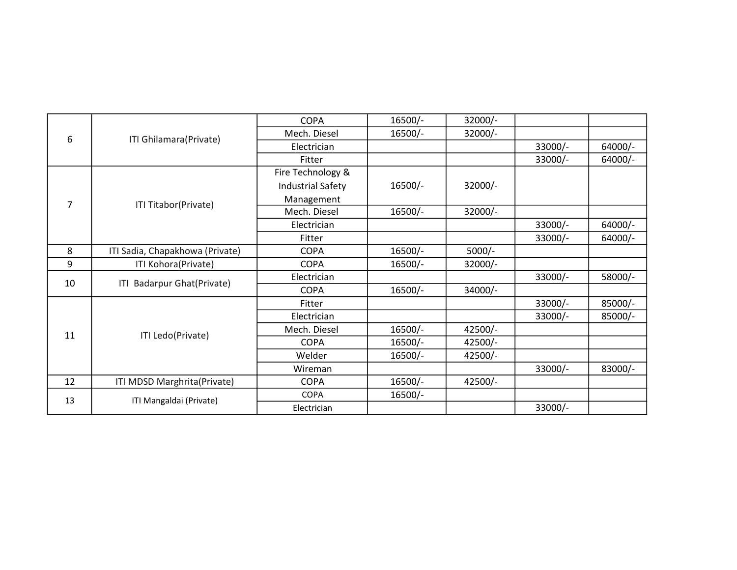| | | | | | | |
|---|---|---|---|---|---|---|
| 6 | ITI Ghilamara(Private) | COPA | 16500/- | 32000/- | | |
| | | Mech. Diesel | 16500/- | 32000/- | | |
| | | Electrician | | | 33000/- | 64000/- |
| | | Fitter | | | 33000/- | 64000/- |
| 7 | ITI Titabor(Private) | Fire Technology & Industrial Safety Management | 16500/- | 32000/- | | |
| | | Mech. Diesel | 16500/- | 32000/- | | |
| | | Electrician | | | 33000/- | 64000/- |
| | | Fitter | | | 33000/- | 64000/- |
| 8 | ITI Sadia, Chapakhowa (Private) | COPA | 16500/- | 5000/- | | |
| 9 | ITI Kohora(Private) | COPA | 16500/- | 32000/- | | |
| 10 | ITI Badarpur Ghat(Private) | Electrician | | | 33000/- | 58000/- |
| | | COPA | 16500/- | 34000/- | | |
| 11 | ITI Ledo(Private) | Fitter | | | 33000/- | 85000/- |
| | | Electrician | | | 33000/- | 85000/- |
| | | Mech. Diesel | 16500/- | 42500/- | | |
| | | COPA | 16500/- | 42500/- | | |
| | | Welder | 16500/- | 42500/- | | |
| | | Wireman | | | 33000/- | 83000/- |
| 12 | ITI MDSD Marghrita(Private) | COPA | 16500/- | 42500/- | | |
| 13 | ITI Mangaldai (Private) | COPA | 16500/- | | | |
| | | Electrician | | | 33000/- | |